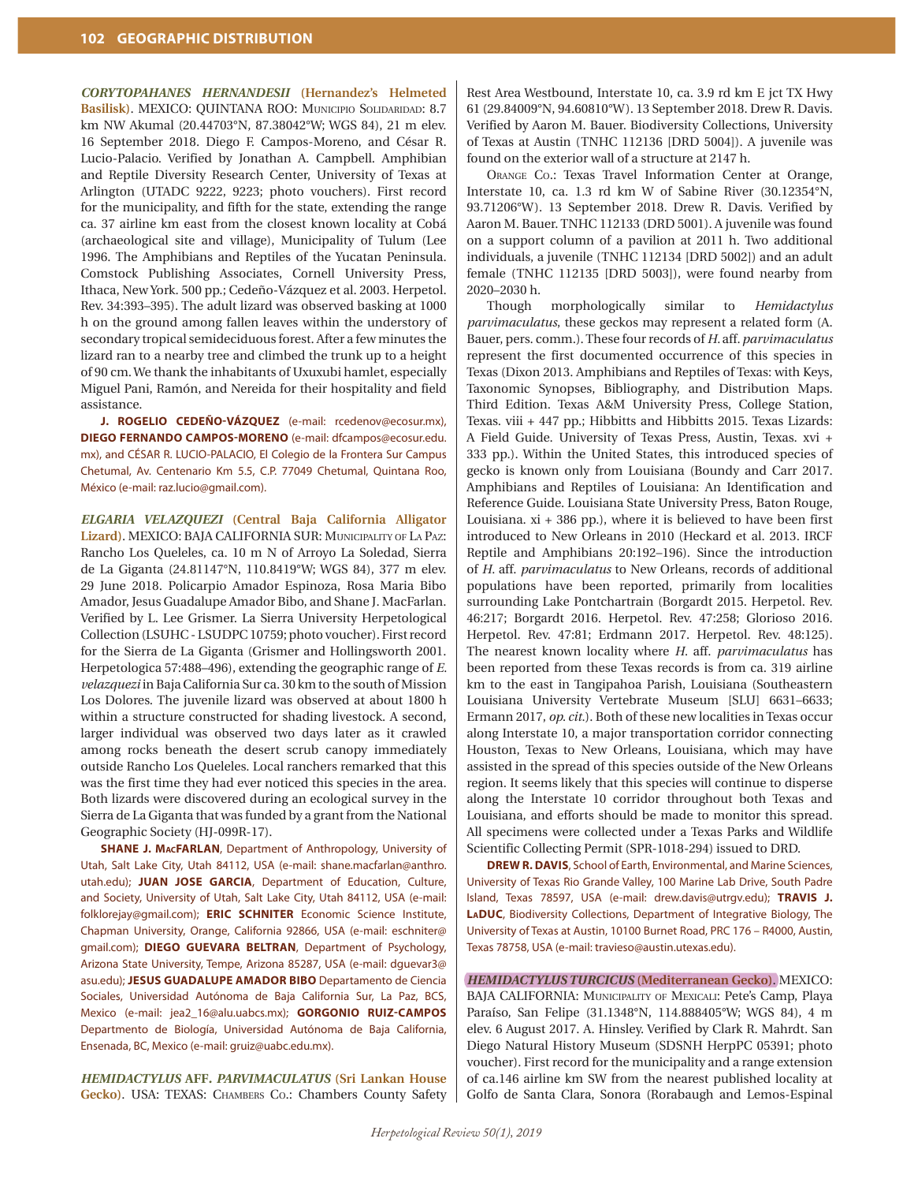***CORYTOPHANES HERNANDESII* (Hernandez's Helmeted Basilisk).** MEXICO: QUINTANA ROO: MUNICIPIO SOLIDARIDAD: 8.7 km NW Akumal (20.44703°N, 87.38042°W; WGS 84), 21 m elev. 16 September 2018. Diego F. Campos-Moreno, and César R. Lucio-Palacio. Verified by Jonathan A. Campbell. Amphibian and Reptile Diversity Research Center, University of Texas at Arlington (UTADC 9222, 9223; photo vouchers). First record for the municipality, and fifth for the state, extending the range ca. 37 airline km east from the closest known locality at Cobá (archaeological site and village), Municipality of Tulum (Lee 1996. The Amphibians and Reptiles of the Yucatan Peninsula. Comstock Publishing Associates, Cornell University Press, Ithaca, New York. 500 pp.; Cedeño-Vázquez et al. 2003. Herpetol. Rev. 34:393–395). The adult lizard was observed basking at 1000 h on the ground among fallen leaves within the understory of secondary tropical semideciduous forest. After a few minutes the lizard ran to a nearby tree and climbed the trunk up to a height of 90 cm. We thank the inhabitants of Uxuxubi hamlet, especially Miguel Pani, Ramón, and Nereida for their hospitality and field assistance.

**J. ROGELIO CEDEÑO-VÁZQUEZ** (e-mail: rcedenov@ecosur.mx), **DIEGO FERNANDO CAMPOS-MORENO** (e-mail: dfcampos@ecosur.edu.mx), and CÉSAR R. LUCIO-PALACIO, El Colegio de la Frontera Sur Campus Chetumal, Av. Centenario Km 5.5, C.P. 77049 Chetumal, Quintana Roo, México (e-mail: raz.lucio@gmail.com).

***ELGARIA VELAZQUEZI* (Central Baja California Alligator Lizard).** MEXICO: BAJA CALIFORNIA SUR: MUNICIPALITY OF LA PAZ: Rancho Los Queleles, ca. 10 m N of Arroyo La Soledad, Sierra de La Giganta (24.81147°N, 110.8419°W; WGS 84), 377 m elev. 29 June 2018. Policarpio Amador Espinoza, Rosa Maria Bibo Amador, Jesus Guadalupe Amador Bibo, and Shane J. MacFarlan. Verified by L. Lee Grismer. La Sierra University Herpetological Collection (LSUHC - LSUDPC 10759; photo voucher). First record for the Sierra de La Giganta (Grismer and Hollingsworth 2001. Herpetologica 57:488–496), extending the geographic range of *E. velazquezi* in Baja California Sur ca. 30 km to the south of Mission Los Dolores. The juvenile lizard was observed at about 1800 h within a structure constructed for shading livestock. A second, larger individual was observed two days later as it crawled among rocks beneath the desert scrub canopy immediately outside Rancho Los Queleles. Local ranchers remarked that this was the first time they had ever noticed this species in the area. Both lizards were discovered during an ecological survey in the Sierra de La Giganta that was funded by a grant from the National Geographic Society (HJ-099R-17).

**SHANE J. MACFARLAN**, Department of Anthropology, University of Utah, Salt Lake City, Utah 84112, USA (e-mail: shane.macfarlan@anthro.utah.edu); **JUAN JOSE GARCIA**, Department of Education, Culture, and Society, University of Utah, Salt Lake City, Utah 84112, USA (e-mail: folklorejay@gmail.com); **ERIC SCHNITER** Economic Science Institute, Chapman University, Orange, California 92866, USA (e-mail: eschniter@gmail.com); **DIEGO GUEVARA BELTRAN**, Department of Psychology, Arizona State University, Tempe, Arizona 85287, USA (e-mail: dguevar3@asu.edu); **JESUS GUADALUPE AMADOR BIBO** Departamento de Ciencia Sociales, Universidad Autónoma de Baja California Sur, La Paz, BCS, Mexico (e-mail: jea2_16@alu.uabcs.mx); **GORGONIO RUIZ-CAMPOS** Departmento de Biología, Universidad Autónoma de Baja California, Ensenada, BC, Mexico (e-mail: gruiz@uabc.edu.mx).

***HEMIDACTYLUS* AFF. *PARVIMACULATUS* (Sri Lankan House Gecko).** USA: TEXAS: CHAMBERS CO.: Chambers County Safety Rest Area Westbound, Interstate 10, ca. 3.9 rd km E jct TX Hwy 61 (29.84009°N, 94.60810°W). 13 September 2018. Drew R. Davis. Verified by Aaron M. Bauer. Biodiversity Collections, University of Texas at Austin (TNHC 112136 [DRD 5004]). A juvenile was found on the exterior wall of a structure at 2147 h.

ORANGE CO.: Texas Travel Information Center at Orange, Interstate 10, ca. 1.3 rd km W of Sabine River (30.12354°N, 93.71206°W). 13 September 2018. Drew R. Davis. Verified by Aaron M. Bauer. TNHC 112133 (DRD 5001). A juvenile was found on a support column of a pavilion at 2011 h. Two additional individuals, a juvenile (TNHC 112134 [DRD 5002]) and an adult female (TNHC 112135 [DRD 5003]), were found nearby from 2020–2030 h.

Though morphologically similar to *Hemidactylus parvimaculatus*, these geckos may represent a related form (A. Bauer, pers. comm.). These four records of *H.* aff. *parvimaculatus* represent the first documented occurrence of this species in Texas (Dixon 2013. Amphibians and Reptiles of Texas: with Keys, Taxonomic Synopses, Bibliography, and Distribution Maps. Third Edition. Texas A&M University Press, College Station, Texas. viii + 447 pp.; Hibbitts and Hibbitts 2015. Texas Lizards: A Field Guide. University of Texas Press, Austin, Texas. xvi + 333 pp.). Within the United States, this introduced species of gecko is known only from Louisiana (Boundy and Carr 2017. Amphibians and Reptiles of Louisiana: An Identification and Reference Guide. Louisiana State University Press, Baton Rouge, Louisiana. xi + 386 pp.), where it is believed to have been first introduced to New Orleans in 2010 (Heckard et al. 2013. IRCF Reptile and Amphibians 20:192–196). Since the introduction of *H.* aff. *parvimaculatus* to New Orleans, records of additional populations have been reported, primarily from localities surrounding Lake Pontchartrain (Borgardt 2015. Herpetol. Rev. 46:217; Borgardt 2016. Herpetol. Rev. 47:258; Glorioso 2016. Herpetol. Rev. 47:81; Erdmann 2017. Herpetol. Rev. 48:125). The nearest known locality where *H.* aff. *parvimaculatus* has been reported from these Texas records is from ca. 319 airline km to the east in Tangipahoa Parish, Louisiana (Southeastern Louisiana University Vertebrate Museum [SLU] 6631–6633; Ermann 2017, *op. cit.*). Both of these new localities in Texas occur along Interstate 10, a major transportation corridor connecting Houston, Texas to New Orleans, Louisiana, which may have assisted in the spread of this species outside of the New Orleans region. It seems likely that this species will continue to disperse along the Interstate 10 corridor throughout both Texas and Louisiana, and efforts should be made to monitor this spread. All specimens were collected under a Texas Parks and Wildlife Scientific Collecting Permit (SPR-1018-294) issued to DRD.

**DREW R. DAVIS**, School of Earth, Environmental, and Marine Sciences, University of Texas Rio Grande Valley, 100 Marine Lab Drive, South Padre Island, Texas 78597, USA (e-mail: drew.davis@utrgv.edu); **TRAVIS J. LADUC**, Biodiversity Collections, Department of Integrative Biology, The University of Texas at Austin, 10100 Burnet Road, PRC 176 – R4000, Austin, Texas 78758, USA (e-mail: travieso@austin.utexas.edu).

***HEMIDACTYLUS TURCICUS* (Mediterranean Gecko).** MEXICO: BAJA CALIFORNIA: MUNICIPALITY OF MEXICALI: Pete's Camp, Playa Paraíso, San Felipe (31.1348°N, 114.888405°W; WGS 84), 4 m elev. 6 August 2017. A. Hinsley. Verified by Clark R. Mahrdt. San Diego Natural History Museum (SDSNH HerpPC 05391; photo voucher). First record for the municipality and a range extension of ca.146 airline km SW from the nearest published locality at Golfo de Santa Clara, Sonora (Rorabaugh and Lemos-Espinal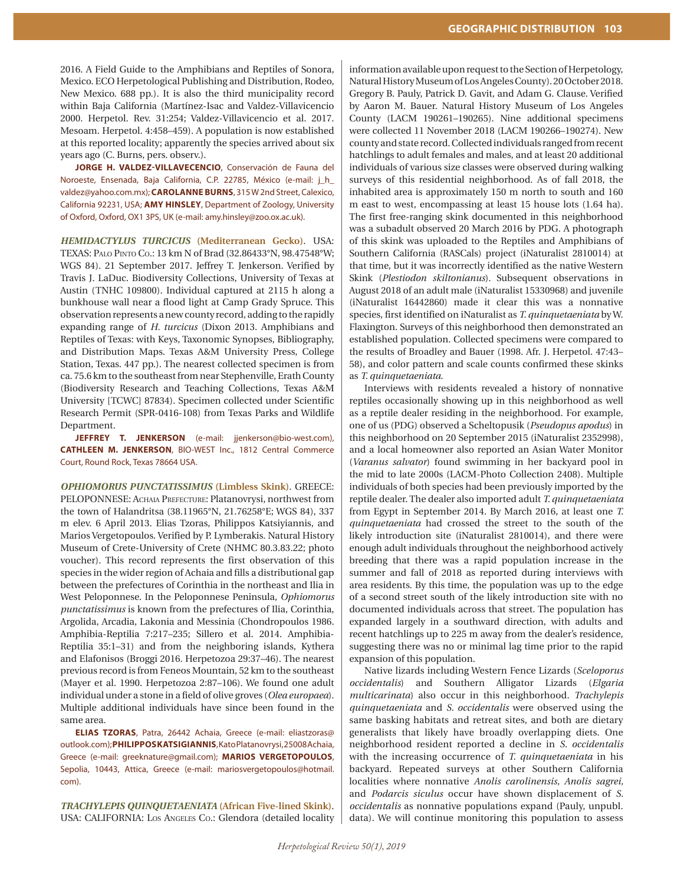2016. A Field Guide to the Amphibians and Reptiles of Sonora, Mexico. ECO Herpetological Publishing and Distribution, Rodeo, New Mexico. 688 pp.). It is also the third municipality record within Baja California (Martínez-Isac and Valdez-Villavicencio 2000. Herpetol. Rev. 31:254; Valdez-Villavicencio et al. 2017. Mesoam. Herpetol. 4:458–459). A population is now established at this reported locality; apparently the species arrived about six years ago (C. Burns, pers. observ.).

**JORGE H. VALDEZ-VILLAVECENCIO**, Conservación de Fauna del Noroeste, Ensenada, Baja California, C.P. 22785, México (e-mail: j_h_valdez@yahoo.com.mx); **CAROLANNE BURNS**, 315 W 2nd Street, Calexico, California 92231, USA; **AMY HINSLEY**, Department of Zoology, University of Oxford, Oxford, OX1 3PS, UK (e-mail: amy.hinsley@zoo.ox.ac.uk).

***HEMIDACTYLUS TURCICUS* (Mediterranean Gecko)**. USA: TEXAS: Palo Pinto Co.: 13 km N of Brad (32.86433°N, 98.47548°W; WGS 84). 21 September 2017. Jeffrey T. Jenkerson. Verified by Travis J. LaDuc. Biodiversity Collections, University of Texas at Austin (TNHC 109800). Individual captured at 2115 h along a bunkhouse wall near a flood light at Camp Grady Spruce. This observation represents a new county record, adding to the rapidly expanding range of *H. turcicus* (Dixon 2013. Amphibians and Reptiles of Texas: with Keys, Taxonomic Synopses, Bibliography, and Distribution Maps. Texas A&M University Press, College Station, Texas. 447 pp.). The nearest collected specimen is from ca. 75.6 km to the southeast from near Stephenville, Erath County (Biodiversity Research and Teaching Collections, Texas A&M University [TCWC] 87834). Specimen collected under Scientific Research Permit (SPR-0416-108) from Texas Parks and Wildlife Department.

**JEFFREY T. JENKERSON** (e-mail: jjenkerson@bio-west.com), **CATHLEEN M. JENKERSON**, BIO-WEST Inc., 1812 Central Commerce Court, Round Rock, Texas 78664 USA.

***OPHIOMORUS PUNCTATISSIMUS* (Limbless Skink)**. GREECE: PELOPONNESE: Achaia Prefecture: Platanovrysi, northwest from the town of Halandritsa (38.11965°N, 21.76258°E; WGS 84), 337 m elev. 6 April 2013. Elias Tzoras, Philippos Katsiyiannis, and Marios Vergetopoulos. Verified by P. Lymberakis. Natural History Museum of Crete-University of Crete (NHMC 80.3.83.22; photo voucher). This record represents the first observation of this species in the wider region of Achaia and fills a distributional gap between the prefectures of Corinthia in the northeast and Ilia in West Peloponnese. In the Peloponnese Peninsula, *Ophiomorus punctatissimus* is known from the prefectures of Ilia, Corinthia, Argolida, Arcadia, Lakonia and Messinia (Chondropoulos 1986. Amphibia-Reptilia 7:217–235; Sillero et al. 2014. Amphibia-Reptilia 35:1–31) and from the neighboring islands, Kythera and Elafonisos (Broggi 2016. Herpetozoa 29:37–46). The nearest previous record is from Feneos Mountain, 52 km to the southeast (Mayer et al. 1990. Herpetozoa 2:87–106). We found one adult individual under a stone in a field of olive groves (*Olea europaea*). Multiple additional individuals have since been found in the same area.

**ELIAS TZORAS**, Patra, 26442 Achaia, Greece (e-mail: eliastzoras@outlook.com); **PHILIPPOS KATSIGIANNIS**, Kato Platanovrysi, 25008 Achaia, Greece (e-mail: greeknature@gmail.com); **MARIOS VERGETOPOULOS**, Sepolia, 10443, Attica, Greece (e-mail: mariosvergetopoulos@hotmail.com).

***TRACHYLEPIS QUINQUETAENIATA* (African Five-lined Skink)**. USA: CALIFORNIA: Los Angeles Co.: Glendora (detailed locality information available upon request to the Section of Herpetology, Natural History Museum of Los Angeles County). 20 October 2018. Gregory B. Pauly, Patrick D. Gavit, and Adam G. Clause. Verified by Aaron M. Bauer. Natural History Museum of Los Angeles County (LACM 190261–190265). Nine additional specimens were collected 11 November 2018 (LACM 190266–190274). New county and state record. Collected individuals ranged from recent hatchlings to adult females and males, and at least 20 additional individuals of various size classes were observed during walking surveys of this residential neighborhood. As of fall 2018, the inhabited area is approximately 150 m north to south and 160 m east to west, encompassing at least 15 house lots (1.64 ha). The first free-ranging skink documented in this neighborhood was a subadult observed 20 March 2016 by PDG. A photograph of this skink was uploaded to the Reptiles and Amphibians of Southern California (RASCals) project (iNaturalist 2810014) at that time, but it was incorrectly identified as the native Western Skink (*Plestiodon skiltonianus*). Subsequent observations in August 2018 of an adult male (iNaturalist 15330968) and juvenile (iNaturalist 16442860) made it clear this was a nonnative species, first identified on iNaturalist as *T. quinquetaeniata* by W. Flaxington. Surveys of this neighborhood then demonstrated an established population. Collected specimens were compared to the results of Broadley and Bauer (1998. Afr. J. Herpetol. 47:43–58), and color pattern and scale counts confirmed these skinks as *T. quinquetaeniata*.

Interviews with residents revealed a history of nonnative reptiles occasionally showing up in this neighborhood as well as a reptile dealer residing in the neighborhood. For example, one of us (PDG) observed a Scheltopusik (*Pseudopus apodus*) in this neighborhood on 20 September 2015 (iNaturalist 2352998), and a local homeowner also reported an Asian Water Monitor (*Varanus salvator*) found swimming in her backyard pool in the mid to late 2000s (LACM-Photo Collection 2408). Multiple individuals of both species had been previously imported by the reptile dealer. The dealer also imported adult *T. quinquetaeniata* from Egypt in September 2014. By March 2016, at least one *T. quinquetaeniata* had crossed the street to the south of the likely introduction site (iNaturalist 2810014), and there were enough adult individuals throughout the neighborhood actively breeding that there was a rapid population increase in the summer and fall of 2018 as reported during interviews with area residents. By this time, the population was up to the edge of a second street south of the likely introduction site with no documented individuals across that street. The population has expanded largely in a southward direction, with adults and recent hatchlings up to 225 m away from the dealer's residence, suggesting there was no or minimal lag time prior to the rapid expansion of this population.

Native lizards including Western Fence Lizards (*Sceloporus occidentalis*) and Southern Alligator Lizards (*Elgaria multicarinata*) also occur in this neighborhood. *Trachylepis quinquetaeniata* and *S. occidentalis* were observed using the same basking habitats and retreat sites, and both are dietary generalists that likely have broadly overlapping diets. One neighborhood resident reported a decline in *S. occidentalis* with the increasing occurrence of *T. quinquetaeniata* in his backyard. Repeated surveys at other Southern California localities where nonnative *Anolis carolinensis*, *Anolis sagrei*, and *Podarcis siculus* occur have shown displacement of *S. occidentalis* as nonnative populations expand (Pauly, unpubl. data). We will continue monitoring this population to assess